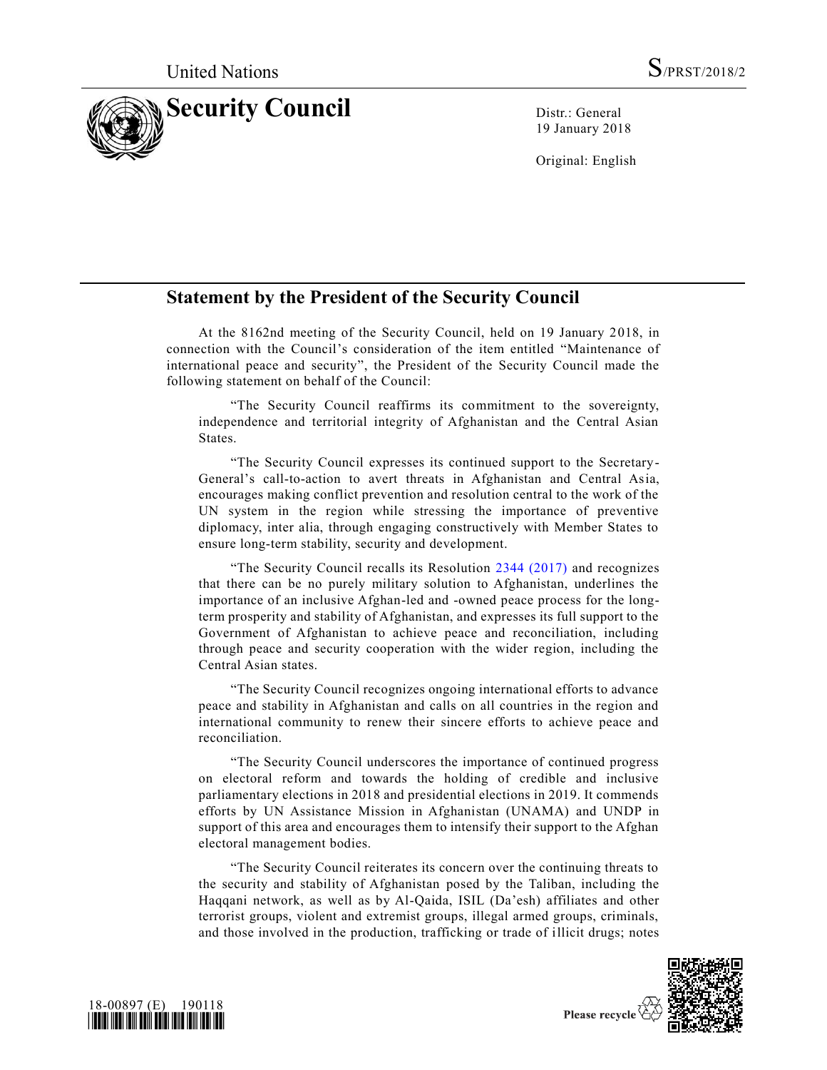United Nations S/PRST/2018/2

# Security Council

Distr.: General
19 January 2018

Original: English

## Statement by the President of the Security Council

At the 8162nd meeting of the Security Council, held on 19 January 2018, in connection with the Council's consideration of the item entitled "Maintenance of international peace and security", the President of the Security Council made the following statement on behalf of the Council:

"The Security Council reaffirms its commitment to the sovereignty, independence and territorial integrity of Afghanistan and the Central Asian States.

"The Security Council expresses its continued support to the Secretary-General's call-to-action to avert threats in Afghanistan and Central Asia, encourages making conflict prevention and resolution central to the work of the UN system in the region while stressing the importance of preventive diplomacy, inter alia, through engaging constructively with Member States to ensure long-term stability, security and development.

"The Security Council recalls its Resolution 2344 (2017) and recognizes that there can be no purely military solution to Afghanistan, underlines the importance of an inclusive Afghan-led and -owned peace process for the long-term prosperity and stability of Afghanistan, and expresses its full support to the Government of Afghanistan to achieve peace and reconciliation, including through peace and security cooperation with the wider region, including the Central Asian states.

"The Security Council recognizes ongoing international efforts to advance peace and stability in Afghanistan and calls on all countries in the region and international community to renew their sincere efforts to achieve peace and reconciliation.

"The Security Council underscores the importance of continued progress on electoral reform and towards the holding of credible and inclusive parliamentary elections in 2018 and presidential elections in 2019. It commends efforts by UN Assistance Mission in Afghanistan (UNAMA) and UNDP in support of this area and encourages them to intensify their support to the Afghan electoral management bodies.

"The Security Council reiterates its concern over the continuing threats to the security and stability of Afghanistan posed by the Taliban, including the Haqqani network, as well as by Al-Qaida, ISIL (Da'esh) affiliates and other terrorist groups, violent and extremist groups, illegal armed groups, criminals, and those involved in the production, trafficking or trade of illicit drugs; notes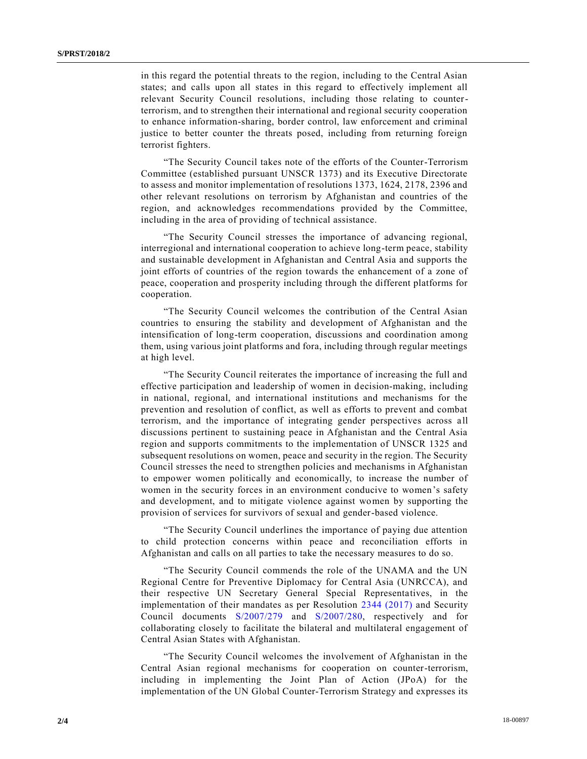in this regard the potential threats to the region, including to the Central Asian states; and calls upon all states in this regard to effectively implement all relevant Security Council resolutions, including those relating to counter-terrorism, and to strengthen their international and regional security cooperation to enhance information-sharing, border control, law enforcement and criminal justice to better counter the threats posed, including from returning foreign terrorist fighters.

"The Security Council takes note of the efforts of the Counter-Terrorism Committee (established pursuant UNSCR 1373) and its Executive Directorate to assess and monitor implementation of resolutions 1373, 1624, 2178, 2396 and other relevant resolutions on terrorism by Afghanistan and countries of the region, and acknowledges recommendations provided by the Committee, including in the area of providing of technical assistance.

"The Security Council stresses the importance of advancing regional, interregional and international cooperation to achieve long-term peace, stability and sustainable development in Afghanistan and Central Asia and supports the joint efforts of countries of the region towards the enhancement of a zone of peace, cooperation and prosperity including through the different platforms for cooperation.

"The Security Council welcomes the contribution of the Central Asian countries to ensuring the stability and development of Afghanistan and the intensification of long-term cooperation, discussions and coordination among them, using various joint platforms and fora, including through regular meetings at high level.

"The Security Council reiterates the importance of increasing the full and effective participation and leadership of women in decision-making, including in national, regional, and international institutions and mechanisms for the prevention and resolution of conflict, as well as efforts to prevent and combat terrorism, and the importance of integrating gender perspectives across all discussions pertinent to sustaining peace in Afghanistan and the Central Asia region and supports commitments to the implementation of UNSCR 1325 and subsequent resolutions on women, peace and security in the region. The Security Council stresses the need to strengthen policies and mechanisms in Afghanistan to empower women politically and economically, to increase the number of women in the security forces in an environment conducive to women's safety and development, and to mitigate violence against women by supporting the provision of services for survivors of sexual and gender-based violence.

"The Security Council underlines the importance of paying due attention to child protection concerns within peace and reconciliation efforts in Afghanistan and calls on all parties to take the necessary measures to do so.

"The Security Council commends the role of the UNAMA and the UN Regional Centre for Preventive Diplomacy for Central Asia (UNRCCA), and their respective UN Secretary General Special Representatives, in the implementation of their mandates as per Resolution 2344 (2017) and Security Council documents S/2007/279 and S/2007/280, respectively and for collaborating closely to facilitate the bilateral and multilateral engagement of Central Asian States with Afghanistan.

"The Security Council welcomes the involvement of Afghanistan in the Central Asian regional mechanisms for cooperation on counter-terrorism, including in implementing the Joint Plan of Action (JPoA) for the implementation of the UN Global Counter-Terrorism Strategy and expresses its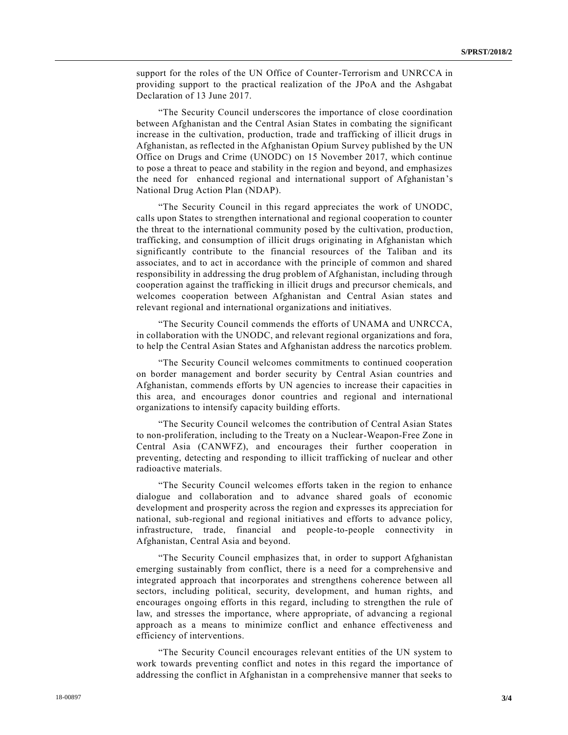support for the roles of the UN Office of Counter-Terrorism and UNRCCA in providing support to the practical realization of the JPoA and the Ashgabat Declaration of 13 June 2017.

"The Security Council underscores the importance of close coordination between Afghanistan and the Central Asian States in combating the significant increase in the cultivation, production, trade and trafficking of illicit drugs in Afghanistan, as reflected in the Afghanistan Opium Survey published by the UN Office on Drugs and Crime (UNODC) on 15 November 2017, which continue to pose a threat to peace and stability in the region and beyond, and emphasizes the need for enhanced regional and international support of Afghanistan's National Drug Action Plan (NDAP).

"The Security Council in this regard appreciates the work of UNODC, calls upon States to strengthen international and regional cooperation to counter the threat to the international community posed by the cultivation, production, trafficking, and consumption of illicit drugs originating in Afghanistan which significantly contribute to the financial resources of the Taliban and its associates, and to act in accordance with the principle of common and shared responsibility in addressing the drug problem of Afghanistan, including through cooperation against the trafficking in illicit drugs and precursor chemicals, and welcomes cooperation between Afghanistan and Central Asian states and relevant regional and international organizations and initiatives.

"The Security Council commends the efforts of UNAMA and UNRCCA, in collaboration with the UNODC, and relevant regional organizations and fora, to help the Central Asian States and Afghanistan address the narcotics problem.

"The Security Council welcomes commitments to continued cooperation on border management and border security by Central Asian countries and Afghanistan, commends efforts by UN agencies to increase their capacities in this area, and encourages donor countries and regional and international organizations to intensify capacity building efforts.

"The Security Council welcomes the contribution of Central Asian States to non-proliferation, including to the Treaty on a Nuclear-Weapon-Free Zone in Central Asia (CANWFZ), and encourages their further cooperation in preventing, detecting and responding to illicit trafficking of nuclear and other radioactive materials.

"The Security Council welcomes efforts taken in the region to enhance dialogue and collaboration and to advance shared goals of economic development and prosperity across the region and expresses its appreciation for national, sub-regional and regional initiatives and efforts to advance policy, infrastructure, trade, financial and people-to-people connectivity in Afghanistan, Central Asia and beyond.

"The Security Council emphasizes that, in order to support Afghanistan emerging sustainably from conflict, there is a need for a comprehensive and integrated approach that incorporates and strengthens coherence between all sectors, including political, security, development, and human rights, and encourages ongoing efforts in this regard, including to strengthen the rule of law, and stresses the importance, where appropriate, of advancing a regional approach as a means to minimize conflict and enhance effectiveness and efficiency of interventions.

"The Security Council encourages relevant entities of the UN system to work towards preventing conflict and notes in this regard the importance of addressing the conflict in Afghanistan in a comprehensive manner that seeks to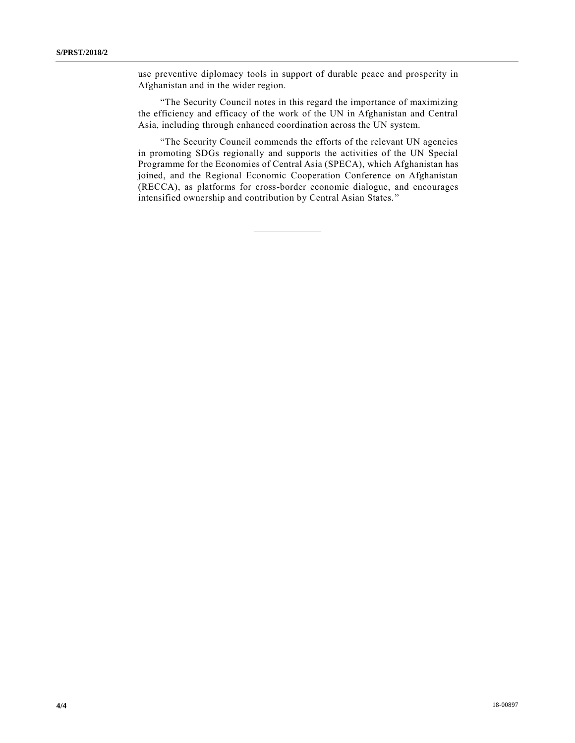use preventive diplomacy tools in support of durable peace and prosperity in Afghanistan and in the wider region.

"The Security Council notes in this regard the importance of maximizing the efficiency and efficacy of the work of the UN in Afghanistan and Central Asia, including through enhanced coordination across the UN system.

"The Security Council commends the efforts of the relevant UN agencies in promoting SDGs regionally and supports the activities of the UN Special Programme for the Economies of Central Asia (SPECA), which Afghanistan has joined, and the Regional Economic Cooperation Conference on Afghanistan (RECCA), as platforms for cross-border economic dialogue, and encourages intensified ownership and contribution by Central Asian States."